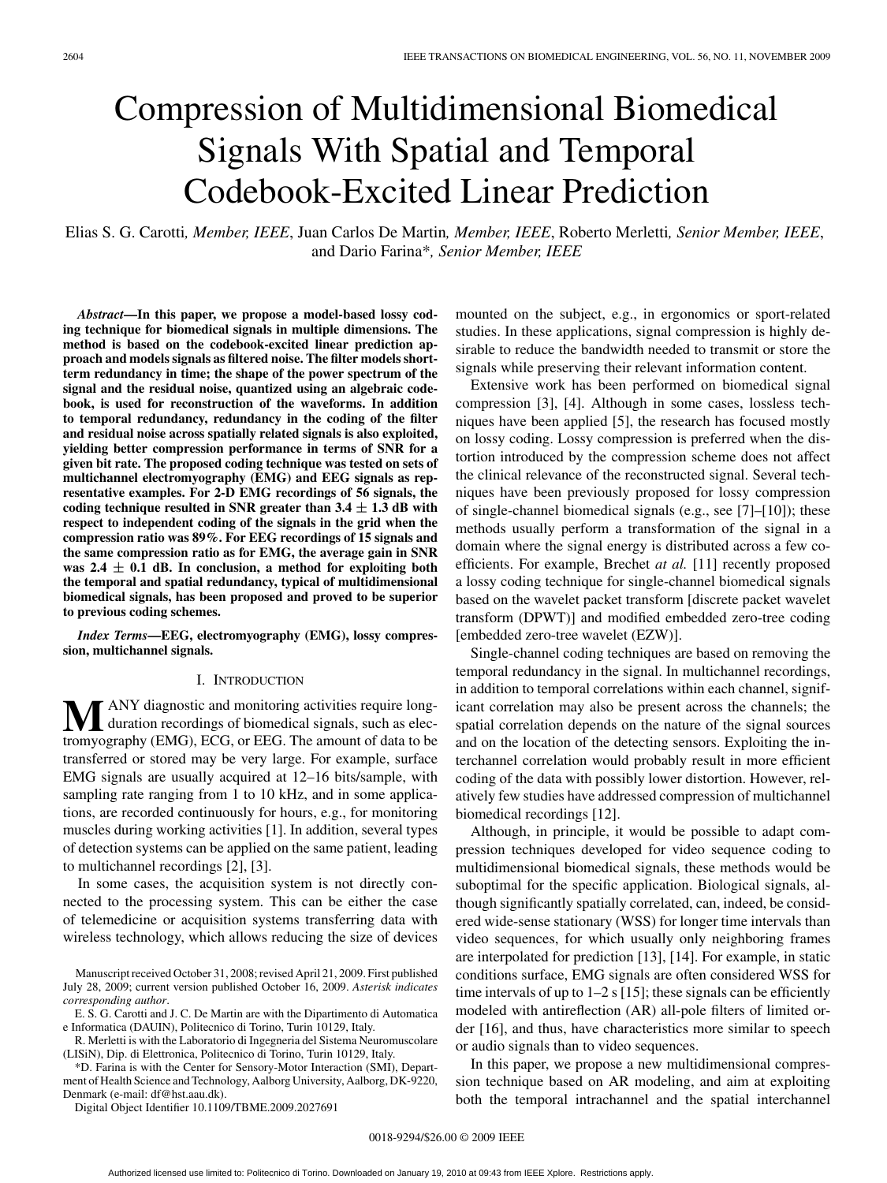# Compression of Multidimensional Biomedical Signals With Spatial and Temporal Codebook-Excited Linear Prediction

Elias S. G. Carotti, *Member, IEEE*, Juan Carlos De Martin, *Member, IEEE*, Roberto Merletti, *Senior Member, IEEE*, and Dario Farina*, *Senior Member, IEEE*

***Abstract*—In this paper, we propose a model-based lossy coding technique for biomedical signals in multiple dimensions. The method is based on the codebook-excited linear prediction approach and models signals as filtered noise. The filter models short-term redundancy in time; the shape of the power spectrum of the signal and the residual noise, quantized using an algebraic codebook, is used for reconstruction of the waveforms. In addition to temporal redundancy, redundancy in the coding of the filter and residual noise across spatially related signals is also exploited, yielding better compression performance in terms of SNR for a given bit rate. The proposed coding technique was tested on sets of multichannel electromyography (EMG) and EEG signals as representative examples. For 2-D EMG recordings of 56 signals, the coding technique resulted in SNR greater than 3.4 ± 1.3 dB with respect to independent coding of the signals in the grid when the compression ratio was 89%. For EEG recordings of 15 signals and the same compression ratio as for EMG, the average gain in SNR was 2.4 ± 0.1 dB. In conclusion, a method for exploiting both the temporal and spatial redundancy, typical of multidimensional biomedical signals, has been proposed and proved to be superior to previous coding schemes.**

***Index Terms*—EEG, electromyography (EMG), lossy compression, multichannel signals.**

## I. Introduction

Many diagnostic and monitoring activities require long-duration recordings of biomedical signals, such as electromyography (EMG), ECG, or EEG. The amount of data to be transferred or stored may be very large. For example, surface EMG signals are usually acquired at 12–16 bits/sample, with sampling rate ranging from 1 to 10 kHz, and in some applications, are recorded continuously for hours, e.g., for monitoring muscles during working activities [1]. In addition, several types of detection systems can be applied on the same patient, leading to multichannel recordings [2], [3].

In some cases, the acquisition system is not directly connected to the processing system. This can be either the case of telemedicine or acquisition systems transferring data with wireless technology, which allows reducing the size of devices mounted on the subject, e.g., in ergonomics or sport-related studies. In these applications, signal compression is highly desirable to reduce the bandwidth needed to transmit or store the signals while preserving their relevant information content.

Extensive work has been performed on biomedical signal compression [3], [4]. Although in some cases, lossless techniques have been applied [5], the research has focused mostly on lossy coding. Lossy compression is preferred when the distortion introduced by the compression scheme does not affect the clinical relevance of the reconstructed signal. Several techniques have been previously proposed for lossy compression of single-channel biomedical signals (e.g., see [7]–[10]); these methods usually perform a transformation of the signal in a domain where the signal energy is distributed across a few coefficients. For example, Brechet *at al.* [11] recently proposed a lossy coding technique for single-channel biomedical signals based on the wavelet packet transform [discrete packet wavelet transform (DPWT)] and modified embedded zero-tree coding [embedded zero-tree wavelet (EZW)].

Single-channel coding techniques are based on removing the temporal redundancy in the signal. In multichannel recordings, in addition to temporal correlations within each channel, significant correlation may also be present across the channels; the spatial correlation depends on the nature of the signal sources and on the location of the detecting sensors. Exploiting the interchannel correlation would probably result in more efficient coding of the data with possibly lower distortion. However, relatively few studies have addressed compression of multichannel biomedical recordings [12].

Although, in principle, it would be possible to adapt compression techniques developed for video sequence coding to multidimensional biomedical signals, these methods would be suboptimal for the specific application. Biological signals, although significantly spatially correlated, can, indeed, be considered wide-sense stationary (WSS) for longer time intervals than video sequences, for which usually only neighboring frames are interpolated for prediction [13], [14]. For example, in static conditions surface, EMG signals are often considered WSS for time intervals of up to 1–2 s [15]; these signals can be efficiently modeled with antireflection (AR) all-pole filters of limited order [16], and thus, have characteristics more similar to speech or audio signals than to video sequences.

In this paper, we propose a new multidimensional compression technique based on AR modeling, and aim at exploiting both the temporal intrachannel and the spatial interchannel

Manuscript received October 31, 2008; revised April 21, 2009. First published July 28, 2009; current version published October 16, 2009. *Asterisk indicates corresponding author*.

E. S. G. Carotti and J. C. De Martin are with the Dipartimento di Automatica e Informatica (DAUIN), Politecnico di Torino, Turin 10129, Italy.

R. Merletti is with the Laboratorio di Ingegneria del Sistema Neuromuscolare (LISiN), Dip. di Elettronica, Politecnico di Torino, Turin 10129, Italy.

*D. Farina is with the Center for Sensory-Motor Interaction (SMI), Department of Health Science and Technology, Aalborg University, Aalborg, DK-9220, Denmark (e-mail: df@hst.aau.dk).

Digital Object Identifier 10.1109/TBME.2009.2027691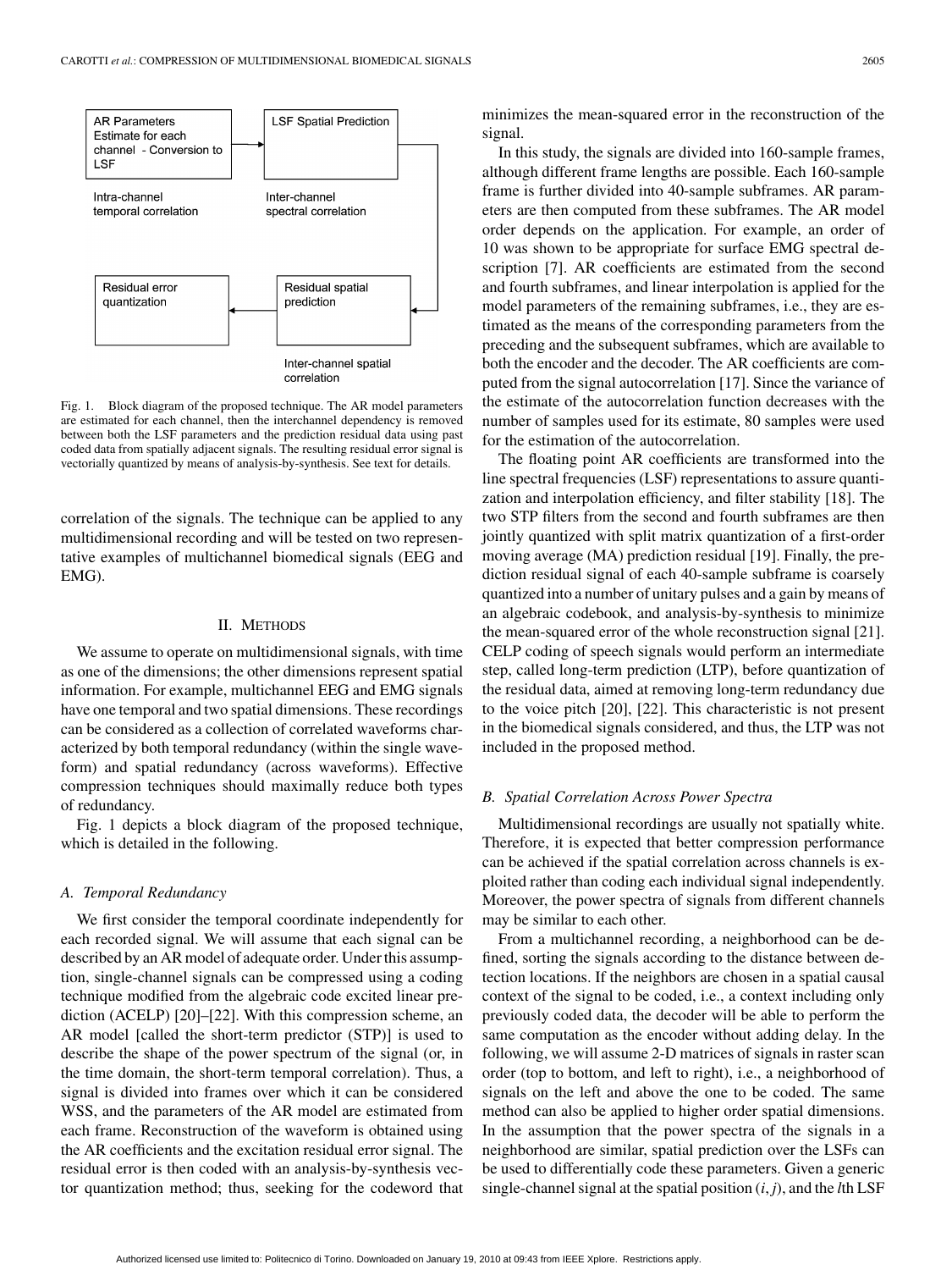AR Parameters Estimate for each channel - Conversion to LSF

LSF Spatial Prediction

Intra-channel temporal correlation

Inter-channel spectral correlation

Residual error quantization

Residual spatial prediction

Inter-channel spatial correlation

Fig. 1. Block diagram of the proposed technique. The AR model parameters are estimated for each channel, then the interchannel dependency is removed between both the LSF parameters and the prediction residual data using past coded data from spatially adjacent signals. The resulting residual error signal is vectorially quantized by means of analysis-by-synthesis. See text for details.

correlation of the signals. The technique can be applied to any multidimensional recording and will be tested on two representative examples of multichannel biomedical signals (EEG and EMG).

## II. Methods

We assume to operate on multidimensional signals, with time as one of the dimensions; the other dimensions represent spatial information. For example, multichannel EEG and EMG signals have one temporal and two spatial dimensions. These recordings can be considered as a collection of correlated waveforms characterized by both temporal redundancy (within the single waveform) and spatial redundancy (across waveforms). Effective compression techniques should maximally reduce both types of redundancy.

Fig. 1 depicts a block diagram of the proposed technique, which is detailed in the following.

### *A. Temporal Redundancy*

We first consider the temporal coordinate independently for each recorded signal. We will assume that each signal can be described by an AR model of adequate order. Under this assumption, single-channel signals can be compressed using a coding technique modified from the algebraic code excited linear prediction (ACELP) [20]–[22]. With this compression scheme, an AR model [called the short-term predictor (STP)] is used to describe the shape of the power spectrum of the signal (or, in the time domain, the short-term temporal correlation). Thus, a signal is divided into frames over which it can be considered WSS, and the parameters of the AR model are estimated from each frame. Reconstruction of the waveform is obtained using the AR coefficients and the excitation residual error signal. The residual error is then coded with an analysis-by-synthesis vector quantization method; thus, seeking for the codeword that minimizes the mean-squared error in the reconstruction of the signal.

In this study, the signals are divided into 160-sample frames, although different frame lengths are possible. Each 160-sample frame is further divided into 40-sample subframes. AR parameters are then computed from these subframes. The AR model order depends on the application. For example, an order of 10 was shown to be appropriate for surface EMG spectral description [7]. AR coefficients are estimated from the second and fourth subframes, and linear interpolation is applied for the model parameters of the remaining subframes, i.e., they are estimated as the means of the corresponding parameters from the preceding and the subsequent subframes, which are available to both the encoder and the decoder. The AR coefficients are computed from the signal autocorrelation [17]. Since the variance of the estimate of the autocorrelation function decreases with the number of samples used for its estimate, 80 samples were used for the estimation of the autocorrelation.

The floating point AR coefficients are transformed into the line spectral frequencies (LSF) representations to assure quantization and interpolation efficiency, and filter stability [18]. The two STP filters from the second and fourth subframes are then jointly quantized with split matrix quantization of a first-order moving average (MA) prediction residual [19]. Finally, the prediction residual signal of each 40-sample subframe is coarsely quantized into a number of unitary pulses and a gain by means of an algebraic codebook, and analysis-by-synthesis to minimize the mean-squared error of the whole reconstruction signal [21]. CELP coding of speech signals would perform an intermediate step, called long-term prediction (LTP), before quantization of the residual data, aimed at removing long-term redundancy due to the voice pitch [20], [22]. This characteristic is not present in the biomedical signals considered, and thus, the LTP was not included in the proposed method.

### *B. Spatial Correlation Across Power Spectra*

Multidimensional recordings are usually not spatially white. Therefore, it is expected that better compression performance can be achieved if the spatial correlation across channels is exploited rather than coding each individual signal independently. Moreover, the power spectra of signals from different channels may be similar to each other.

From a multichannel recording, a neighborhood can be defined, sorting the signals according to the distance between detection locations. If the neighbors are chosen in a spatial causal context of the signal to be coded, i.e., a context including only previously coded data, the decoder will be able to perform the same computation as the encoder without adding delay. In the following, we will assume 2-D matrices of signals in raster scan order (top to bottom, and left to right), i.e., a neighborhood of signals on the left and above the one to be coded. The same method can also be applied to higher order spatial dimensions. In the assumption that the power spectra of the signals in a neighborhood are similar, spatial prediction over the LSFs can be used to differentially code these parameters. Given a generic single-channel signal at the spatial position $(i, j)$, and the $l$th LSF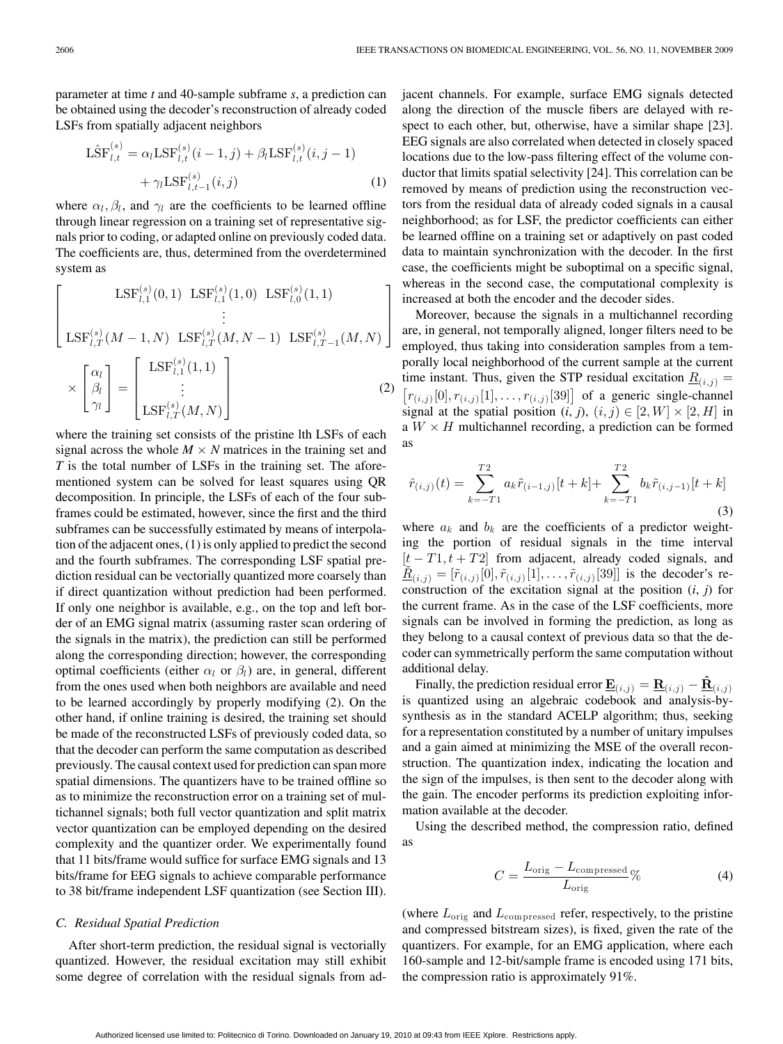parameter at time *t* and 40-sample subframe *s*, a prediction can be obtained using the decoder's reconstruction of already coded LSFs from spatially adjacent neighbors

$$\hat{\mathrm{LSF}}_{l,t}^{(s)} = \alpha_l \mathrm{LSF}_{l,t}^{(s)}(i-1,j) + \beta_l \mathrm{LSF}_{l,t}^{(s)}(i,j-1) + \gamma_l \mathrm{LSF}_{l,t-1}^{(s)}(i,j) \tag{1}$$

where $\alpha_l$, $\beta_l$, and $\gamma_l$ are the coefficients to be learned offline through linear regression on a training set of representative signals prior to coding, or adapted online on previously coded data. The coefficients are, thus, determined from the overdetermined system as

$$\begin{bmatrix} \mathrm{LSF}_{l,1}^{(s)}(0,1) & \mathrm{LSF}_{l,1}^{(s)}(1,0) & \mathrm{LSF}_{l,0}^{(s)}(1,1) \\ & \vdots & \\ \mathrm{LSF}_{l,T}^{(s)}(M-1,N) & \mathrm{LSF}_{l,T}^{(s)}(M,N-1) & \mathrm{LSF}_{l,T-1}^{(s)}(M,N) \end{bmatrix} \times \begin{bmatrix} \alpha_l \\ \beta_l \\ \gamma_l \end{bmatrix} = \begin{bmatrix} \mathrm{LSF}_{l,1}^{(s)}(1,1) \\ \vdots \\ \mathrm{LSF}_{l,T}^{(s)}(M,N) \end{bmatrix} \tag{2}$$

where the training set consists of the pristine *l*th LSFs of each signal across the whole *M* × *N* matrices in the training set and *T* is the total number of LSFs in the training set. The aforementioned system can be solved for least squares using QR decomposition. In principle, the LSFs of each of the four subframes could be estimated, however, since the first and the third subframes can be successfully estimated by means of interpolation of the adjacent ones, (1) is only applied to predict the second and the fourth subframes. The corresponding LSF spatial prediction residual can be vectorially quantized more coarsely than if direct quantization without prediction had been performed. If only one neighbor is available, e.g., on the top and left border of an EMG signal matrix (assuming raster scan ordering of the signals in the matrix), the prediction can still be performed along the corresponding direction; however, the corresponding optimal coefficients (either $\alpha_l$ or $\beta_l$) are, in general, different from the ones used when both neighbors are available and need to be learned accordingly by properly modifying (2). On the other hand, if online training is desired, the training set should be made of the reconstructed LSFs of previously coded data, so that the decoder can perform the same computation as described previously. The causal context used for prediction can span more spatial dimensions. The quantizers have to be trained offline so as to minimize the reconstruction error on a training set of multichannel signals; both full vector quantization and split matrix vector quantization can be employed depending on the desired complexity and the quantizer order. We experimentally found that 11 bits/frame would suffice for surface EMG signals and 13 bits/frame for EEG signals to achieve comparable performance to 38 bit/frame independent LSF quantization (see Section III).

### C. Residual Spatial Prediction

After short-term prediction, the residual signal is vectorially quantized. However, the residual excitation may still exhibit some degree of correlation with the residual signals from adjacent channels. For example, surface EMG signals detected along the direction of the muscle fibers are delayed with respect to each other, but, otherwise, have a similar shape [23]. EEG signals are also correlated when detected in closely spaced locations due to the low-pass filtering effect of the volume conductor that limits spatial selectivity [24]. This correlation can be removed by means of prediction using the reconstruction vectors from the residual data of already coded signals in a causal neighborhood; as for LSF, the predictor coefficients can either be learned offline on a training set or adaptively on past coded data to maintain synchronization with the decoder. In the first case, the coefficients might be suboptimal on a specific signal, whereas in the second case, the computational complexity is increased at both the encoder and the decoder sides.

Moreover, because the signals in a multichannel recording are, in general, not temporally aligned, longer filters need to be employed, thus taking into consideration samples from a temporally local neighborhood of the current sample at the current time instant. Thus, given the STP residual excitation $\underline{R}_{(i,j)} = [r_{(i,j)}[0], r_{(i,j)}[1], \ldots, r_{(i,j)}[39]]$ of a generic single-channel signal at the spatial position (*i*, *j*), $(i,j) \in [2,W] \times [2,H]$ in a $W \times H$ multichannel recording, a prediction can be formed as

$$\hat{r}_{(i,j)}(t) = \sum_{k=-T1}^{T2} a_k \tilde{r}_{(i-1,j)}[t+k] + \sum_{k=-T1}^{T2} b_k \tilde{r}_{(i,j-1)}[t+k] \tag{3}$$

where $a_k$ and $b_k$ are the coefficients of a predictor weighting the portion of residual signals in the time interval $[t-T1, t+T2]$ from adjacent, already coded signals, and $\underline{\tilde{R}}_{(i,j)} = [\tilde{r}_{(i,j)}[0], \tilde{r}_{(i,j)}[1], \ldots, \tilde{r}_{(i,j)}[39]]$ is the decoder's reconstruction of the excitation signal at the position (*i*, *j*) for the current frame. As in the case of the LSF coefficients, more signals can be involved in forming the prediction, as long as they belong to a causal context of previous data so that the decoder can symmetrically perform the same computation without additional delay.

Finally, the prediction residual error $\underline{\mathbf{E}}_{(i,j)} = \underline{\mathbf{R}}_{(i,j)} - \underline{\hat{\mathbf{R}}}_{(i,j)}$ is quantized using an algebraic codebook and analysis-by-synthesis as in the standard ACELP algorithm; thus, seeking for a representation constituted by a number of unitary impulses and a gain aimed at minimizing the MSE of the overall reconstruction. The quantization index, indicating the location and the sign of the impulses, is then sent to the decoder along with the gain. The encoder performs its prediction exploiting information available at the decoder.

Using the described method, the compression ratio, defined as

$$C = \frac{L_{\mathrm{orig}} - L_{\mathrm{compressed}}}{L_{\mathrm{orig}}} \% \tag{4}$$

(where $L_{\mathrm{orig}}$ and $L_{\mathrm{compressed}}$ refer, respectively, to the pristine and compressed bitstream sizes), is fixed, given the rate of the quantizers. For example, for an EMG application, where each 160-sample and 12-bit/sample frame is encoded using 171 bits, the compression ratio is approximately 91%.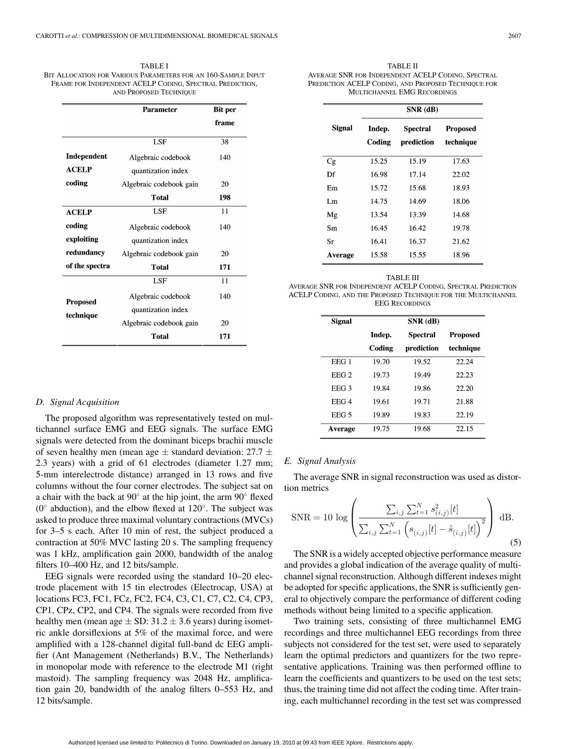TABLE I
BIT ALLOCATION FOR VARIOUS PARAMETERS FOR AN 160-SAMPLE INPUT FRAME FOR INDEPENDENT ACELP CODING, SPECTRAL PREDICTION, AND PROPOSED TECHNIQUE

| | Parameter | Bit per frame |
|---|---|---|
| **Independent ACELP coding** | LSF | 38 |
| | Algebraic codebook quantization index | 140 |
| | Algebraic codebook gain | 20 |
| | **Total** | **198** |
| **ACELP coding exploiting redundancy of the spectra** | LSF | 11 |
| | Algebraic codebook quantization index | 140 |
| | Algebraic codebook gain | 20 |
| | **Total** | **171** |
| **Proposed technique** | LSF | 11 |
| | Algebraic codebook quantization index | 140 |
| | Algebraic codebook gain | 20 |
| | **Total** | **171** |

TABLE II
AVERAGE SNR FOR INDEPENDENT ACELP CODING, SPECTRAL PREDICTION ACELP CODING, AND PROPOSED TECHNIQUE FOR MULTICHANNEL EMG RECORDINGS

| **Signal** | **SNR (dB)** | | |
|---|---|---|---|
| | **Indep. Coding** | **Spectral prediction** | **Proposed technique** |
| Cg | 15.25 | 15.19 | 17.63 |
| Df | 16.98 | 17.14 | 22.02 |
| Em | 15.72 | 15.68 | 18.93 |
| Lm | 14.75 | 14.69 | 18.06 |
| Mg | 13.54 | 13.39 | 14.68 |
| Sm | 16.45 | 16.42 | 19.78 |
| Sr | 16.41 | 16.37 | 21.62 |
| **Average** | 15.58 | 15.55 | 18.96 |

TABLE III
AVERAGE SNR FOR INDEPENDENT ACELP CODING, SPECTRAL PREDICTION ACELP CODING, AND THE PROPOSED TECHNIQUE FOR THE MULTICHANNEL EEG RECORDINGS

| **Signal** | **SNR (dB)** | | |
|---|---|---|---|
| | **Indep. Coding** | **Spectral prediction** | **Proposed technique** |
| EEG 1 | 19.70 | 19.52 | 22.24 |
| EEG 2 | 19.73 | 19.49 | 22.23 |
| EEG 3 | 19.84 | 19.86 | 22.20 |
| EEG 4 | 19.61 | 19.71 | 21.88 |
| EEG 5 | 19.89 | 19.83 | 22.19 |
| **Average** | 19.75 | 19.68 | 22.15 |

### *D. Signal Acquisition*

The proposed algorithm was representatively tested on multichannel surface EMG and EEG signals. The surface EMG signals were detected from the dominant biceps brachii muscle of seven healthy men (mean age ± standard deviation: 27.7 ± 2.3 years) with a grid of 61 electrodes (diameter 1.27 mm; 5-mm interelectrode distance) arranged in 13 rows and five columns without the four corner electrodes. The subject sat on a chair with the back at 90° at the hip joint, the arm 90° flexed (0° abduction), and the elbow flexed at 120°. The subject was asked to produce three maximal voluntary contractions (MVCs) for 3–5 s each. After 10 min of rest, the subject produced a contraction at 50% MVC lasting 20 s. The sampling frequency was 1 kHz, amplification gain 2000, bandwidth of the analog filters 10–400 Hz, and 12 bits/sample.

EEG signals were recorded using the standard 10–20 electrode placement with 15 tin electrodes (Electrocap, USA) at locations FC3, FC1, FCz, FC2, FC4, C3, C1, C7, C2, C4, CP3, CP1, CPz, CP2, and CP4. The signals were recorded from five healthy men (mean age ± SD: 31.2 ± 3.6 years) during isometric ankle dorsiflexions at 5% of the maximal force, and were amplified with a 128-channel digital full-band dc EEG amplifier (Ant Management (Netherlands) B.V., The Netherlands) in monopolar mode with reference to the electrode M1 (right mastoid). The sampling frequency was 2048 Hz, amplification gain 20, bandwidth of the analog filters 0–553 Hz, and 12 bits/sample.

### *E. Signal Analysis*

The average SNR in signal reconstruction was used as distortion metrics

$$\mathrm{SNR} = 10\,\log\left(\frac{\sum_{i,j}\sum_{t=1}^{N} s_{(i,j)}^{2}[t]}{\sum_{i,j}\sum_{t=1}^{N}\left(s_{(i,j)}[t]-\hat{s}_{(i,j)}[t]\right)^{2}}\right)\ \mathrm{dB}. \tag{5}$$

The SNR is a widely accepted objective performance measure and provides a global indication of the average quality of multichannel signal reconstruction. Although different indexes might be adopted for specific applications, the SNR is sufficiently general to objectively compare the performance of different coding methods without being limited to a specific application.

Two training sets, consisting of three multichannel EMG recordings and three multichannel EEG recordings from three subjects not considered for the test set, were used to separately learn the optimal predictors and quantizers for the two representative applications. Training was then performed offline to learn the coefficients and quantizers to be used on the test sets; thus, the training time did not affect the coding time. After training, each multichannel recording in the test set was compressed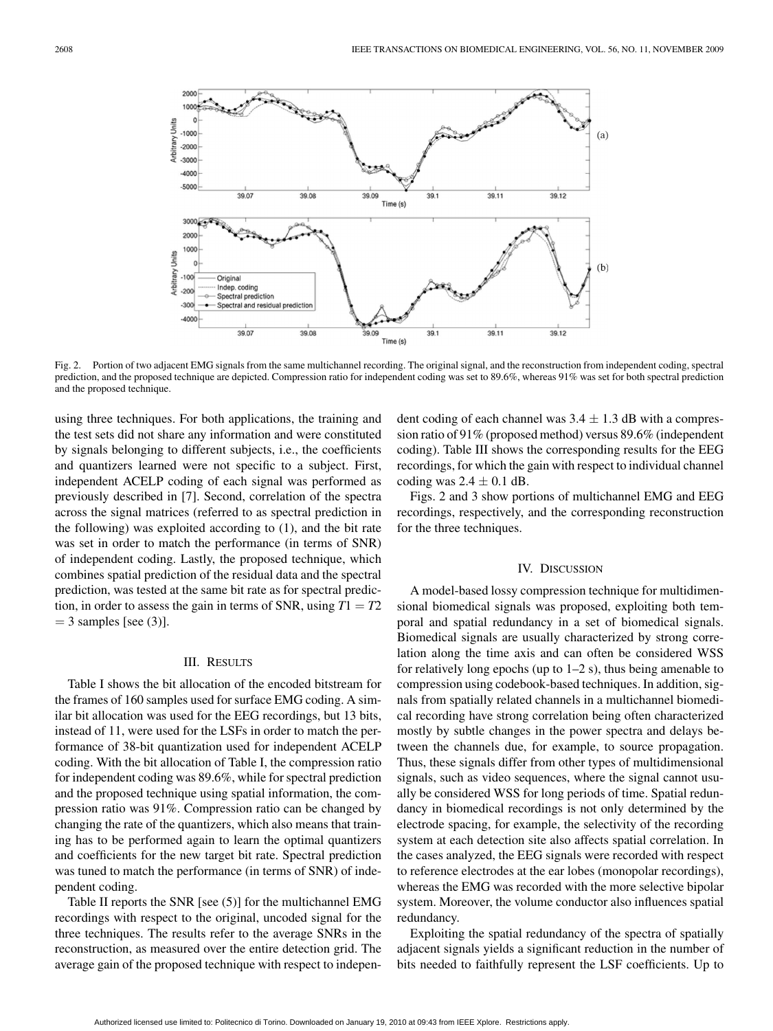Fig. 2. Portion of two adjacent EMG signals from the same multichannel recording. The original signal, and the reconstruction from independent coding, spectral prediction, and the proposed technique are depicted. Compression ratio for independent coding was set to 89.6%, whereas 91% was set for both spectral prediction and the proposed technique.

using three techniques. For both applications, the training and the test sets did not share any information and were constituted by signals belonging to different subjects, i.e., the coefficients and quantizers learned were not specific to a subject. First, independent ACELP coding of each signal was performed as previously described in [7]. Second, correlation of the spectra across the signal matrices (referred to as spectral prediction in the following) was exploited according to (1), and the bit rate was set in order to match the performance (in terms of SNR) of independent coding. Lastly, the proposed technique, which combines spatial prediction of the residual data and the spectral prediction, was tested at the same bit rate as for spectral prediction, in order to assess the gain in terms of SNR, using $T1 = T2 = 3$ samples [see (3)].

## III. Results

Table I shows the bit allocation of the encoded bitstream for the frames of 160 samples used for surface EMG coding. A similar bit allocation was used for the EEG recordings, but 13 bits, instead of 11, were used for the LSFs in order to match the performance of 38-bit quantization used for independent ACELP coding. With the bit allocation of Table I, the compression ratio for independent coding was 89.6%, while for spectral prediction and the proposed technique using spatial information, the compression ratio was 91%. Compression ratio can be changed by changing the rate of the quantizers, which also means that training has to be performed again to learn the optimal quantizers and coefficients for the new target bit rate. Spectral prediction was tuned to match the performance (in terms of SNR) of independent coding.

Table II reports the SNR [see (5)] for the multichannel EMG recordings with respect to the original, uncoded signal for the three techniques. The results refer to the average SNRs in the reconstruction, as measured over the entire detection grid. The average gain of the proposed technique with respect to independent coding of each channel was $3.4 \pm 1.3$ dB with a compression ratio of 91% (proposed method) versus 89.6% (independent coding). Table III shows the corresponding results for the EEG recordings, for which the gain with respect to individual channel coding was $2.4 \pm 0.1$ dB.

Figs. 2 and 3 show portions of multichannel EMG and EEG recordings, respectively, and the corresponding reconstruction for the three techniques.

## IV. Discussion

A model-based lossy compression technique for multidimensional biomedical signals was proposed, exploiting both temporal and spatial redundancy in a set of biomedical signals. Biomedical signals are usually characterized by strong correlation along the time axis and can often be considered WSS for relatively long epochs (up to 1–2 s), thus being amenable to compression using codebook-based techniques. In addition, signals from spatially related channels in a multichannel biomedical recording have strong correlation being often characterized mostly by subtle changes in the power spectra and delays between the channels due, for example, to source propagation. Thus, these signals differ from other types of multidimensional signals, such as video sequences, where the signal cannot usually be considered WSS for long periods of time. Spatial redundancy in biomedical recordings is not only determined by the electrode spacing, for example, the selectivity of the recording system at each detection site also affects spatial correlation. In the cases analyzed, the EEG signals were recorded with respect to reference electrodes at the ear lobes (monopolar recordings), whereas the EMG was recorded with the more selective bipolar system. Moreover, the volume conductor also influences spatial redundancy.

Exploiting the spatial redundancy of the spectra of spatially adjacent signals yields a significant reduction in the number of bits needed to faithfully represent the LSF coefficients. Up to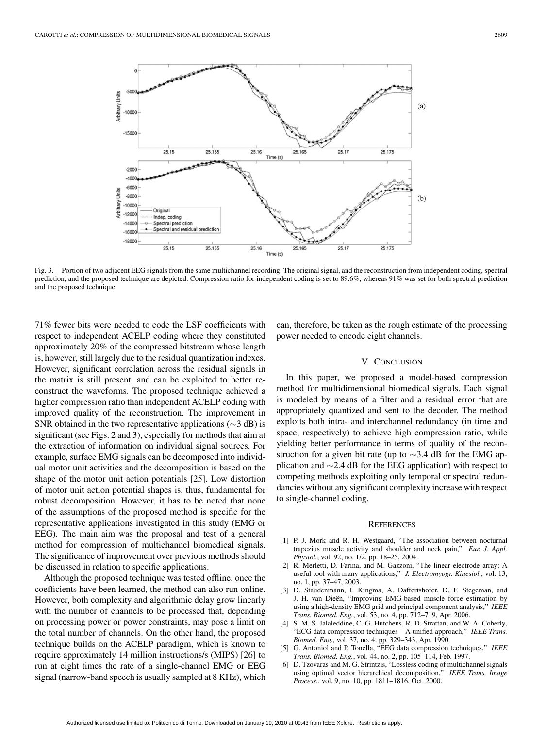Fig. 3. Portion of two adjacent EEG signals from the same multichannel recording. The original signal, and the reconstruction from independent coding, spectral prediction, and the proposed technique are depicted. Compression ratio for independent coding is set to 89.6%, whereas 91% was set for both spectral prediction and the proposed technique.

71% fewer bits were needed to code the LSF coefficients with respect to independent ACELP coding where they constituted approximately 20% of the compressed bitstream whose length is, however, still largely due to the residual quantization indexes. However, significant correlation across the residual signals in the matrix is still present, and can be exploited to better reconstruct the waveforms. The proposed technique achieved a higher compression ratio than independent ACELP coding with improved quality of the reconstruction. The improvement in SNR obtained in the two representative applications ($\sim$3 dB) is significant (see Figs. 2 and 3), especially for methods that aim at the extraction of information on individual signal sources. For example, surface EMG signals can be decomposed into individual motor unit activities and the decomposition is based on the shape of the motor unit action potentials [25]. Low distortion of motor unit action potential shapes is, thus, fundamental for robust decomposition. However, it has to be noted that none of the assumptions of the proposed method is specific for the representative applications investigated in this study (EMG or EEG). The main aim was the proposal and test of a general method for compression of multichannel biomedical signals. The significance of improvement over previous methods should be discussed in relation to specific applications.

Although the proposed technique was tested offline, once the coefficients have been learned, the method can also run online. However, both complexity and algorithmic delay grow linearly with the number of channels to be processed that, depending on processing power or power constraints, may pose a limit on the total number of channels. On the other hand, the proposed technique builds on the ACELP paradigm, which is known to require approximately 14 million instructions/s (MIPS) [26] to run at eight times the rate of a single-channel EMG or EEG signal (narrow-band speech is usually sampled at 8 KHz), which can, therefore, be taken as the rough estimate of the processing power needed to encode eight channels.

## V. Conclusion

In this paper, we proposed a model-based compression method for multidimensional biomedical signals. Each signal is modeled by means of a filter and a residual error that are appropriately quantized and sent to the decoder. The method exploits both intra- and interchannel redundancy (in time and space, respectively) to achieve high compression ratio, while yielding better performance in terms of quality of the reconstruction for a given bit rate (up to $\sim$3.4 dB for the EMG application and $\sim$2.4 dB for the EEG application) with respect to competing methods exploiting only temporal or spectral redundancies without any significant complexity increase with respect to single-channel coding.

## References

[1] P. J. Mork and R. H. Westgaard, "The association between nocturnal trapezius muscle activity and shoulder and neck pain," *Eur. J. Appl. Physiol.*, vol. 92, no. 1/2, pp. 18–25, 2004.

[2] R. Merletti, D. Farina, and M. Gazzoni, "The linear electrode array: A useful tool with many applications," *J. Electromyogr. Kinesiol.*, vol. 13, no. 1, pp. 37–47, 2003.

[3] D. Staudenmann, I. Kingma, A. Daffertshofer, D. F. Stegeman, and J. H. van Dieën, "Improving EMG-based muscle force estimation by using a high-density EMG grid and principal component analysis," *IEEE Trans. Biomed. Eng.*, vol. 53, no. 4, pp. 712–719, Apr. 2006.

[4] S. M. S. Jalaleddine, C. G. Hutchens, R. D. Strattan, and W. A. Coberly, "ECG data compression techniques—A unified approach," *IEEE Trans. Biomed. Eng.*, vol. 37, no. 4, pp. 329–343, Apr. 1990.

[5] G. Antoniol and P. Tonella, "EEG data compression techniques," *IEEE Trans. Biomed. Eng.*, vol. 44, no. 2, pp. 105–114, Feb. 1997.

[6] D. Tzovaras and M. G. Strintzis, "Lossless coding of multichannel signals using optimal vector hierarchical decomposition," *IEEE Trans. Image Process.*, vol. 9, no. 10, pp. 1811–1816, Oct. 2000.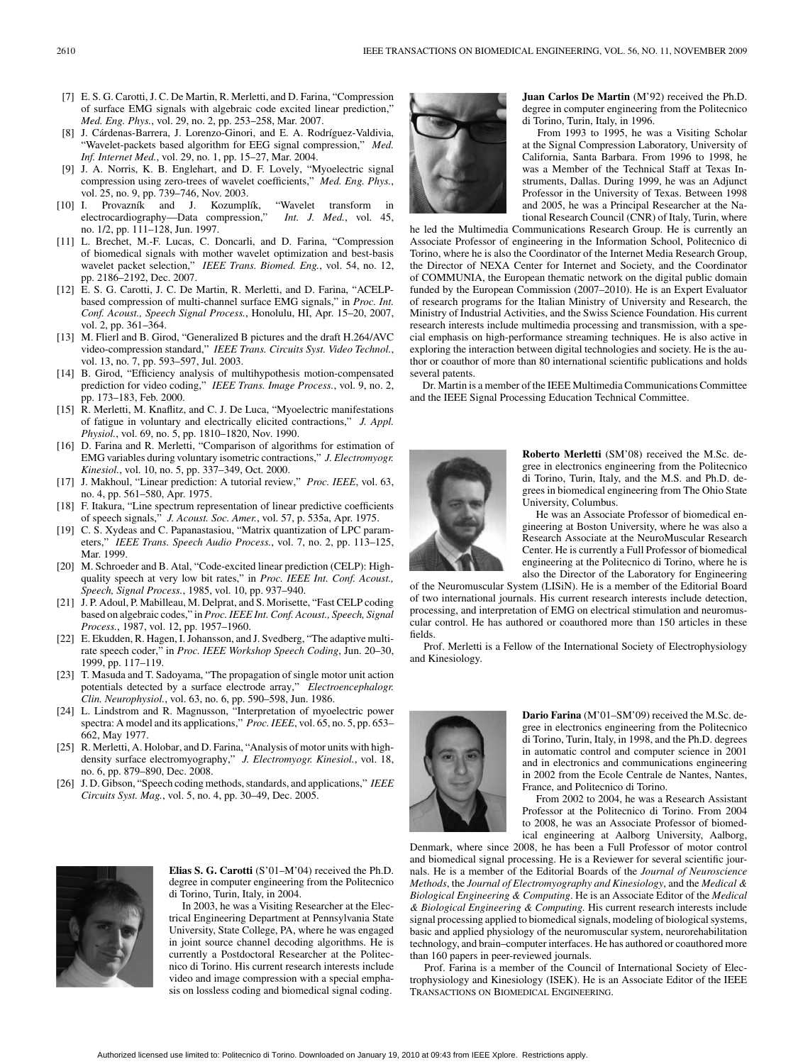[7] E. S. G. Carotti, J. C. De Martin, R. Merletti, and D. Farina, "Compression of surface EMG signals with algebraic code excited linear prediction," *Med. Eng. Phys.*, vol. 29, no. 2, pp. 253–258, Mar. 2007.

[8] J. Cárdenas-Barrera, J. Lorenzo-Ginori, and E. A. Rodríguez-Valdivia, "Wavelet-packets based algorithm for EEG signal compression," *Med. Inf. Internet Med.*, vol. 29, no. 1, pp. 15–27, Mar. 2004.

[9] J. A. Norris, K. B. Englehart, and D. F. Lovely, "Myoelectric signal compression using zero-trees of wavelet coefficients," *Med. Eng. Phys.*, vol. 25, no. 9, pp. 739–746, Nov. 2003.

[10] I. Provazník and J. Kozumplík, "Wavelet transform in electrocardiography—Data compression," *Int. J. Med.*, vol. 45, no. 1/2, pp. 111–128, Jun. 1997.

[11] L. Brechet, M.-F. Lucas, C. Doncarli, and D. Farina, "Compression of biomedical signals with mother wavelet optimization and best-basis wavelet packet selection," *IEEE Trans. Biomed. Eng.*, vol. 54, no. 12, pp. 2186–2192, Dec. 2007.

[12] E. S. G. Carotti, J. C. De Martin, R. Merletti, and D. Farina, "ACELP-based compression of multi-channel surface EMG signals," in *Proc. Int. Conf. Acoust., Speech Signal Process.*, Honolulu, HI, Apr. 15–20, 2007, vol. 2, pp. 361–364.

[13] M. Flierl and B. Girod, "Generalized B pictures and the draft H.264/AVC video-compression standard," *IEEE Trans. Circuits Syst. Video Technol.*, vol. 13, no. 7, pp. 593–597, Jul. 2003.

[14] B. Girod, "Efficiency analysis of multihypothesis motion-compensated prediction for video coding," *IEEE Trans. Image Process.*, vol. 9, no. 2, pp. 173–183, Feb. 2000.

[15] R. Merletti, M. Knaflitz, and C. J. De Luca, "Myoelectric manifestations of fatigue in voluntary and electrically elicited contractions," *J. Appl. Physiol.*, vol. 69, no. 5, pp. 1810–1820, Nov. 1990.

[16] D. Farina and R. Merletti, "Comparison of algorithms for estimation of EMG variables during voluntary isometric contractions," *J. Electromyogr. Kinesiol.*, vol. 10, no. 5, pp. 337–349, Oct. 2000.

[17] J. Makhoul, "Linear prediction: A tutorial review," *Proc. IEEE*, vol. 63, no. 4, pp. 561–580, Apr. 1975.

[18] F. Itakura, "Line spectrum representation of linear predictive coefficients of speech signals," *J. Acoust. Soc. Amer.*, vol. 57, p. 535a, Apr. 1975.

[19] C. S. Xydeas and C. Papanastasiou, "Matrix quantization of LPC parameters," *IEEE Trans. Speech Audio Process.*, vol. 7, no. 2, pp. 113–125, Mar. 1999.

[20] M. Schroeder and B. Atal, "Code-excited linear prediction (CELP): High-quality speech at very low bit rates," in *Proc. IEEE Int. Conf. Acoust., Speech, Signal Process.*, 1985, vol. 10, pp. 937–940.

[21] J. P. Adoul, P. Mabilleau, M. Delprat, and S. Morisette, "Fast CELP coding based on algebraic codes," in *Proc. IEEE Int. Conf. Acoust., Speech, Signal Process.*, 1987, vol. 12, pp. 1957–1960.

[22] E. Ekudden, R. Hagen, I. Johansson, and J. Svedberg, "The adaptive multi-rate speech coder," in *Proc. IEEE Workshop Speech Coding*, Jun. 20–30, 1999, pp. 117–119.

[23] T. Masuda and T. Sadoyama, "The propagation of single motor unit action potentials detected by a surface electrode array," *Electroencephalogr. Clin. Neurophysiol.*, vol. 63, no. 6, pp. 590–598, Jun. 1986.

[24] L. Lindstrom and R. Magnusson, "Interpretation of myoelectric power spectra: A model and its applications," *Proc. IEEE*, vol. 65, no. 5, pp. 653–662, May 1977.

[25] R. Merletti, A. Holobar, and D. Farina, "Analysis of motor units with high-density surface electromyography," *J. Electromyogr. Kinesiol.*, vol. 18, no. 6, pp. 879–890, Dec. 2008.

[26] J. D. Gibson, "Speech coding methods, standards, and applications," *IEEE Circuits Syst. Mag.*, vol. 5, no. 4, pp. 30–49, Dec. 2005.

**Elias S. G. Carotti** (S'01–M'04) received the Ph.D. degree in computer engineering from the Politecnico di Torino, Turin, Italy, in 2004.

In 2003, he was a Visiting Researcher at the Electrical Engineering Department at Pennsylvania State University, State College, PA, where he was engaged in joint source channel decoding algorithms. He is currently a Postdoctoral Researcher at the Politecnico di Torino. His current research interests include video and image compression with a special emphasis on lossless coding and biomedical signal coding.

**Juan Carlos De Martin** (M'92) received the Ph.D. degree in computer engineering from the Politecnico di Torino, Turin, Italy, in 1996.

From 1993 to 1995, he was a Visiting Scholar at the Signal Compression Laboratory, University of California, Santa Barbara. From 1996 to 1998, he was a Member of the Technical Staff at Texas Instruments, Dallas. During 1999, he was an Adjunct Professor in the University of Texas. Between 1998 and 2005, he was a Principal Researcher at the National Research Council (CNR) of Italy, Turin, where he led the Multimedia Communications Research Group. He is currently an Associate Professor of engineering in the Information School, Politecnico di Torino, where he is also the Coordinator of the Internet Media Research Group, the Director of NEXA Center for Internet and Society, and the Coordinator of COMMUNIA, the European thematic network on the digital public domain funded by the European Commission (2007–2010). He is an Expert Evaluator of research programs for the Italian Ministry of University and Research, the Ministry of Industrial Activities, and the Swiss Science Foundation. His current research interests include multimedia processing and transmission, with a special emphasis on high-performance streaming techniques. He is also active in exploring the interaction between digital technologies and society. He is the author or coauthor of more than 80 international scientific publications and holds several patents.

Dr. Martin is a member of the IEEE Multimedia Communications Committee and the IEEE Signal Processing Education Technical Committee.

**Roberto Merletti** (SM'08) received the M.Sc. degree in electronics engineering from the Politecnico di Torino, Turin, Italy, and the M.S. and Ph.D. degrees in biomedical engineering from The Ohio State University, Columbus.

He was an Associate Professor of biomedical engineering at Boston University, where he was also a Research Associate at the NeuroMuscular Research Center. He is currently a Full Professor of biomedical engineering at the Politecnico di Torino, where he is also the Director of the Laboratory for Engineering of the Neuromuscular System (LISiN). He is a member of the Editorial Board of two international journals. His current research interests include detection, processing, and interpretation of EMG on electrical stimulation and neuromuscular control. He has authored or coauthored more than 150 articles in these fields.

Prof. Merletti is a Fellow of the International Society of Electrophysiology and Kinesiology.

**Dario Farina** (M'01–SM'09) received the M.Sc. degree in electronics engineering from the Politecnico di Torino, Turin, Italy, in 1998, and the Ph.D. degrees in automatic control and computer science in 2001 and in electronics and communications engineering in 2002 from the Ecole Centrale de Nantes, Nantes, France, and Politecnico di Torino.

From 2002 to 2004, he was a Research Assistant Professor at the Politecnico di Torino. From 2004 to 2008, he was an Associate Professor of biomedical engineering at Aalborg University, Aalborg, Denmark, where since 2008, he has been a Full Professor of motor control and biomedical signal processing. He is a Reviewer for several scientific journals. He is a member of the Editorial Boards of the *Journal of Neuroscience Methods*, the *Journal of Electromyography and Kinesiology*, and the *Medical & Biological Engineering & Computing*. He is an Associate Editor of the *Medical & Biological Engineering & Computing.* His current research interests include signal processing applied to biomedical signals, modeling of biological systems, basic and applied physiology of the neuromuscular system, neurorehabilitation technology, and brain–computer interfaces. He has authored or coauthored more than 160 papers in peer-reviewed journals.

Prof. Farina is a member of the Council of International Society of Electrophysiology and Kinesiology (ISEK). He is an Associate Editor of the IEEE TRANSACTIONS ON BIOMEDICAL ENGINEERING.